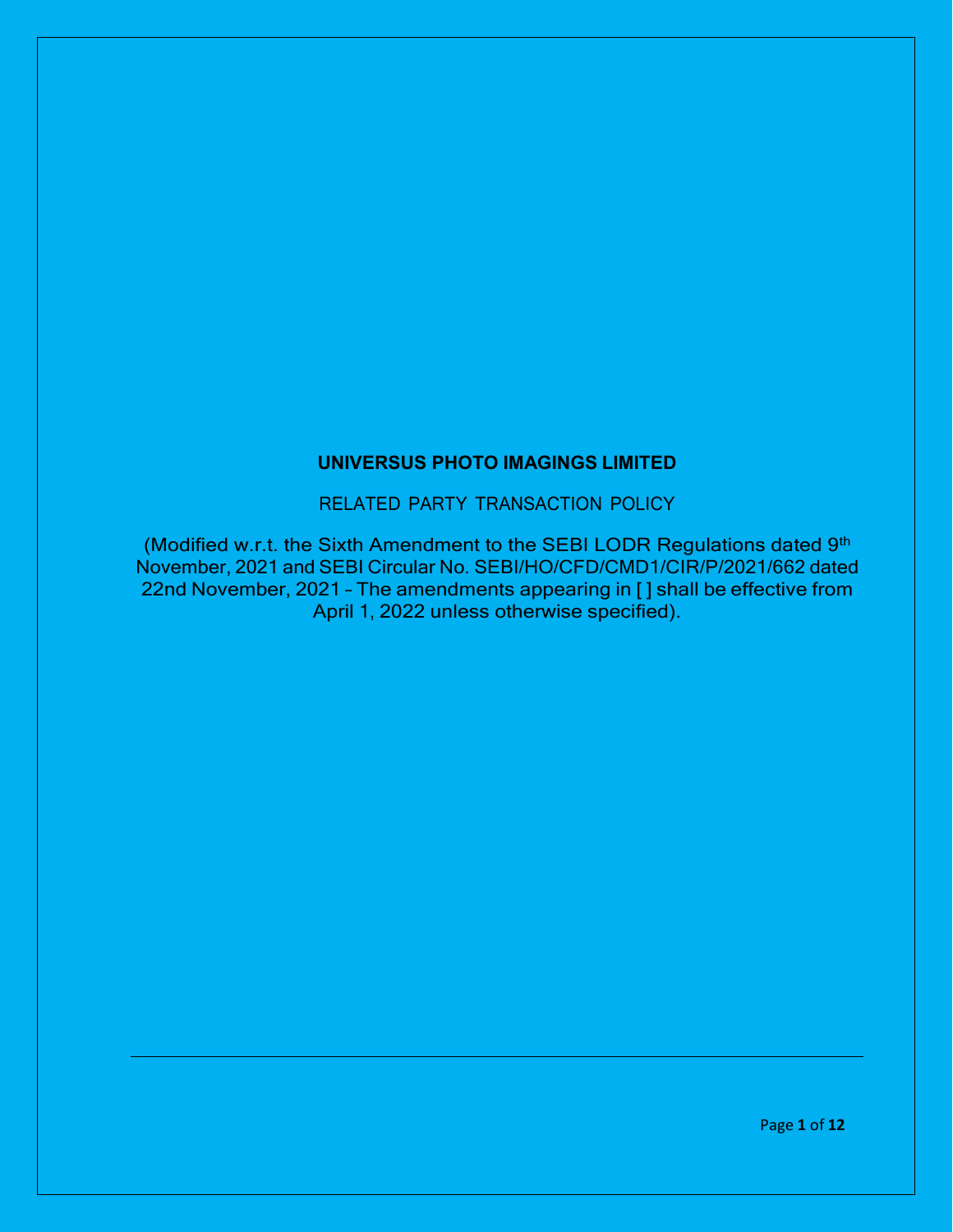# UNIVERSUS PHOTO IMAGINGS LIMITED

## RELATED PARTY TRANSACTION POLICY

(Modified w.r.t. the Sixth Amendment to the SEBI LODR Regulations dated 9th November, 2021 and SEBI Circular No. SEBI/HO/CFD/CMD1/CIR/P/2021/662 dated 22nd November, 2021 – The amendments appearing in [ ] shall be effective from April 1, 2022 unless otherwise specified).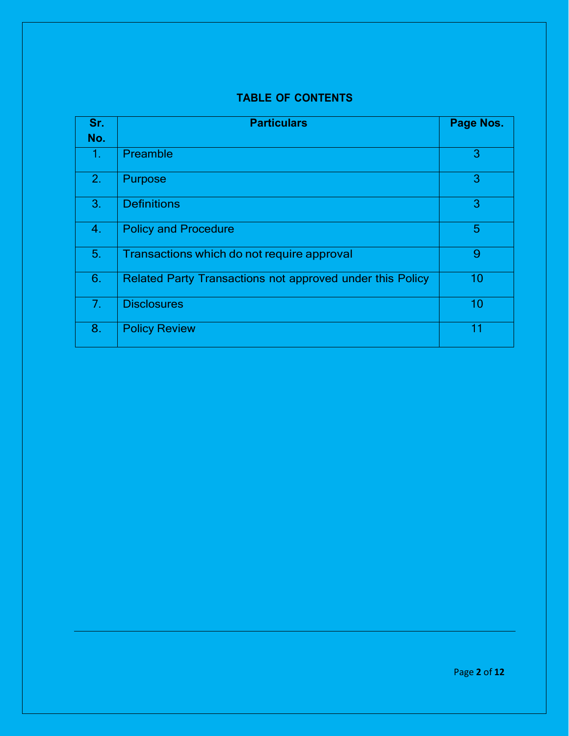## TABLE OF CONTENTS

| Sr. No. | Particulars | Page Nos. |
|---|---|---|
| 1. | Preamble | 3 |
| 2. | Purpose | 3 |
| 3. | Definitions | 3 |
| 4. | Policy and Procedure | 5 |
| 5. | Transactions which do not require approval | 9 |
| 6. | Related Party Transactions not approved under this Policy | 10 |
| 7. | Disclosures | 10 |
| 8. | Policy Review | 11 |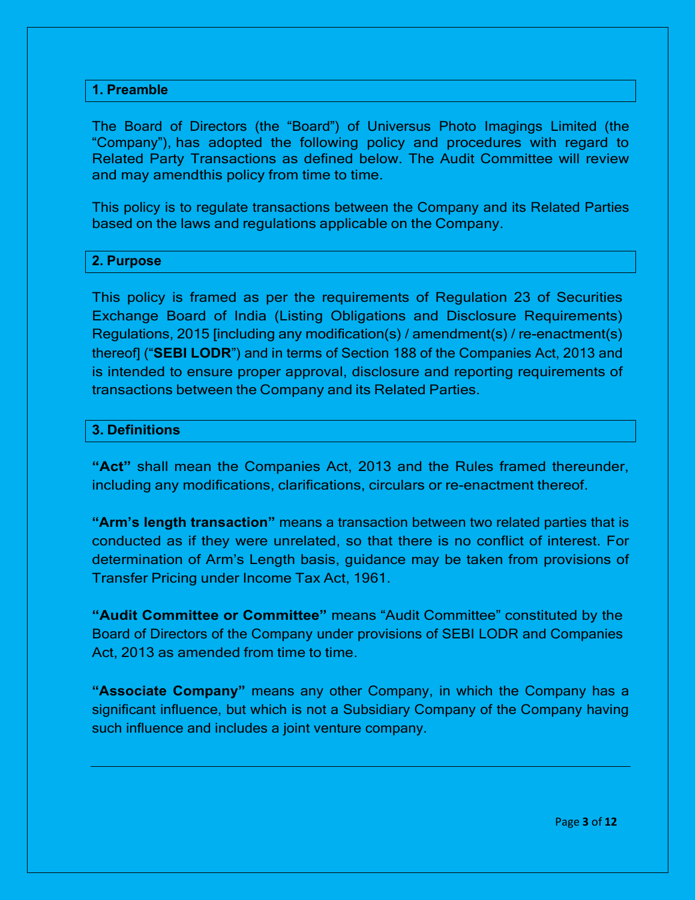## 1. Preamble

The Board of Directors (the "Board") of Universus Photo Imagings Limited (the "Company"), has adopted the following policy and procedures with regard to Related Party Transactions as defined below. The Audit Committee will review and may amendthis policy from time to time.

This policy is to regulate transactions between the Company and its Related Parties based on the laws and regulations applicable on the Company.

## 2. Purpose

This policy is framed as per the requirements of Regulation 23 of Securities Exchange Board of India (Listing Obligations and Disclosure Requirements) Regulations, 2015 [including any modification(s) / amendment(s) / re-enactment(s) thereof] ("**SEBI LODR**") and in terms of Section 188 of the Companies Act, 2013 and is intended to ensure proper approval, disclosure and reporting requirements of transactions between the Company and its Related Parties.

## 3. Definitions

**"Act"** shall mean the Companies Act, 2013 and the Rules framed thereunder, including any modifications, clarifications, circulars or re-enactment thereof.

**"Arm's length transaction"** means a transaction between two related parties that is conducted as if they were unrelated, so that there is no conflict of interest. For determination of Arm's Length basis, guidance may be taken from provisions of Transfer Pricing under Income Tax Act, 1961.

**"Audit Committee or Committee"** means "Audit Committee" constituted by the Board of Directors of the Company under provisions of SEBI LODR and Companies Act, 2013 as amended from time to time.

**"Associate Company"** means any other Company, in which the Company has a significant influence, but which is not a Subsidiary Company of the Company having such influence and includes a joint venture company.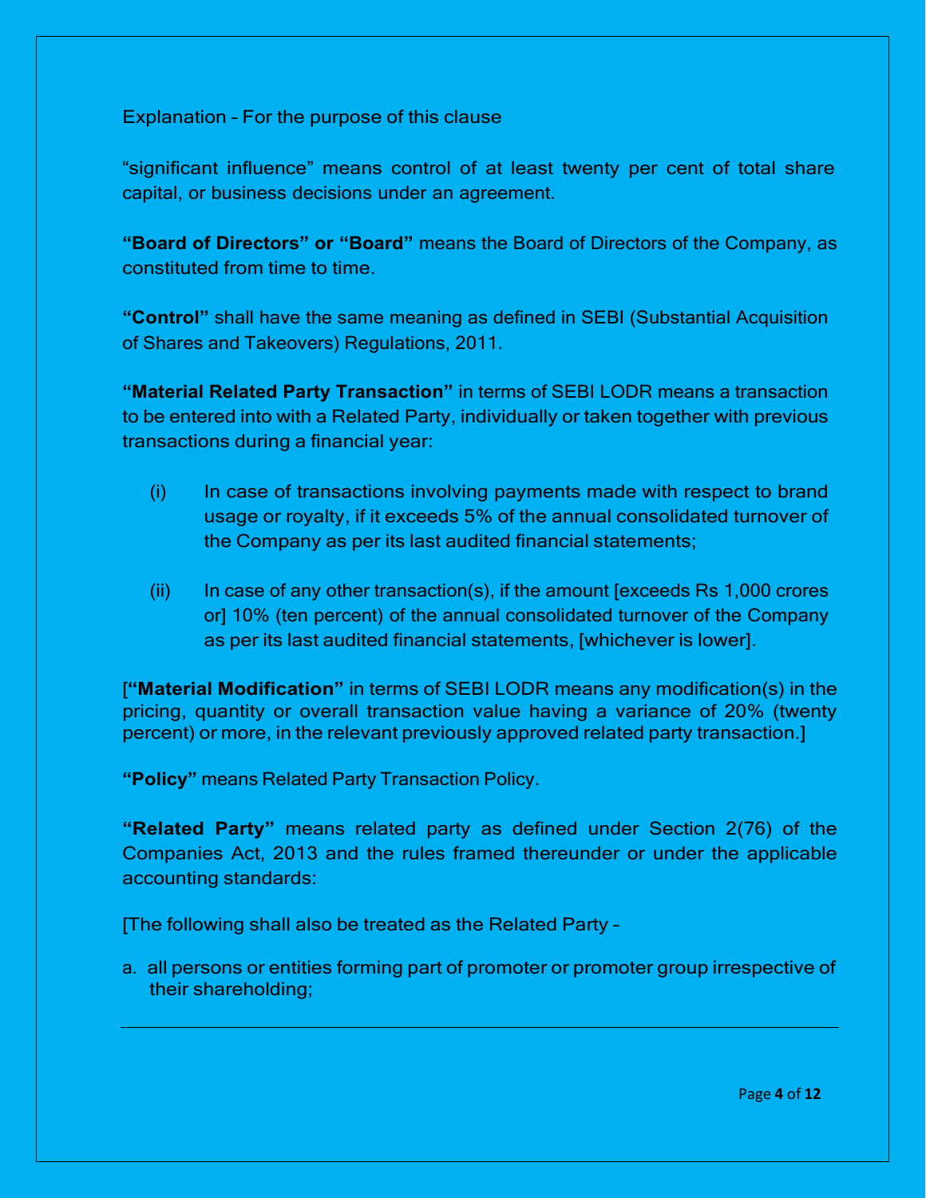Explanation – For the purpose of this clause

“significant influence” means control of at least twenty per cent of total share capital, or business decisions under an agreement.

**“Board of Directors” or “Board”** means the Board of Directors of the Company, as constituted from time to time.

**“Control”** shall have the same meaning as defined in SEBI (Substantial Acquisition of Shares and Takeovers) Regulations, 2011.

**“Material Related Party Transaction”** in terms of SEBI LODR means a transaction to be entered into with a Related Party, individually or taken together with previous transactions during a financial year:

(i) In case of transactions involving payments made with respect to brand usage or royalty, if it exceeds 5% of the annual consolidated turnover of the Company as per its last audited financial statements;

(ii) In case of any other transaction(s), if the amount [exceeds Rs 1,000 crores or] 10% (ten percent) of the annual consolidated turnover of the Company as per its last audited financial statements, [whichever is lower].

[**“Material Modification”** in terms of SEBI LODR means any modification(s) in the pricing, quantity or overall transaction value having a variance of 20% (twenty percent) or more, in the relevant previously approved related party transaction.]

**“Policy”** means Related Party Transaction Policy.

**“Related Party”** means related party as defined under Section 2(76) of the Companies Act, 2013 and the rules framed thereunder or under the applicable accounting standards:

[The following shall also be treated as the Related Party –

a. all persons or entities forming part of promoter or promoter group irrespective of their shareholding;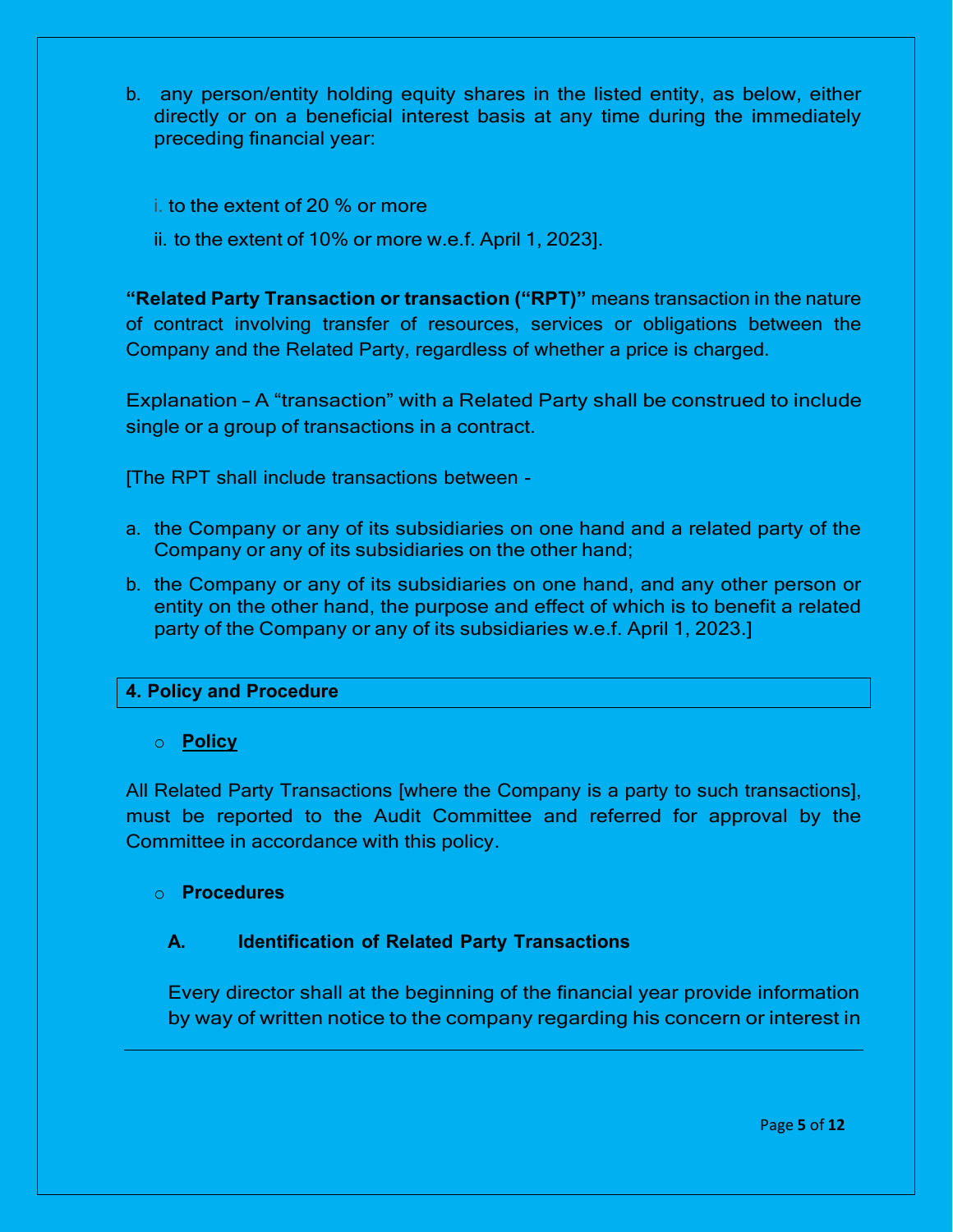b. any person/entity holding equity shares in the listed entity, as below, either directly or on a beneficial interest basis at any time during the immediately preceding financial year:

   i. to the extent of 20 % or more

   ii. to the extent of 10% or more w.e.f. April 1, 2023].

**"Related Party Transaction or transaction ("RPT")"** means transaction in the nature of contract involving transfer of resources, services or obligations between the Company and the Related Party, regardless of whether a price is charged.

Explanation – A "transaction" with a Related Party shall be construed to include single or a group of transactions in a contract.

[The RPT shall include transactions between -

a. the Company or any of its subsidiaries on one hand and a related party of the Company or any of its subsidiaries on the other hand;

b. the Company or any of its subsidiaries on one hand, and any other person or entity on the other hand, the purpose and effect of which is to benefit a related party of the Company or any of its subsidiaries w.e.f. April 1, 2023.]

## 4. Policy and Procedure

- **Policy**

All Related Party Transactions [where the Company is a party to such transactions], must be reported to the Audit Committee and referred for approval by the Committee in accordance with this policy.

- **Procedures**

### A. Identification of Related Party Transactions

Every director shall at the beginning of the financial year provide information by way of written notice to the company regarding his concern or interest in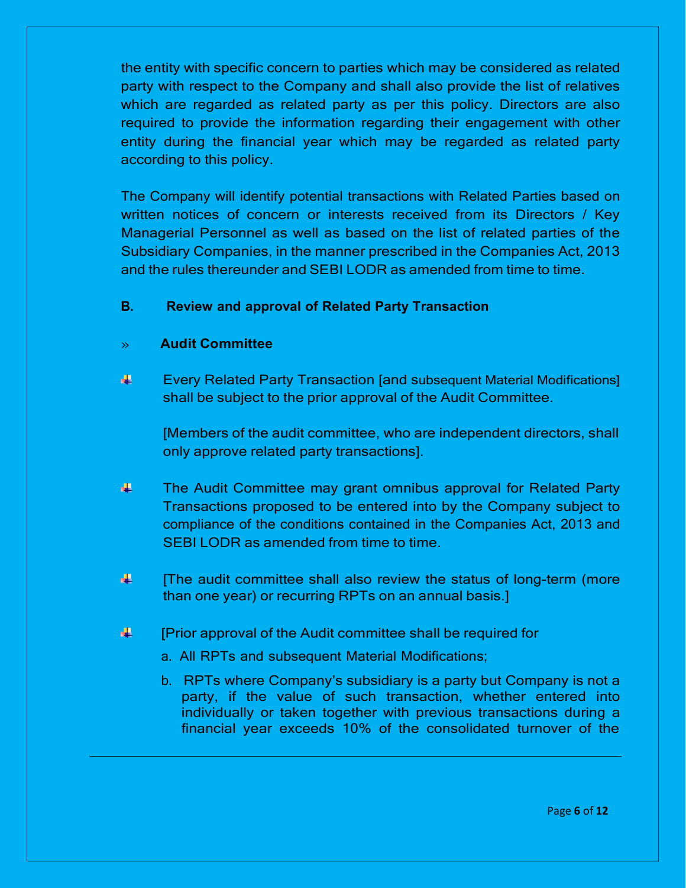the entity with specific concern to parties which may be considered as related party with respect to the Company and shall also provide the list of relatives which are regarded as related party as per this policy. Directors are also required to provide the information regarding their engagement with other entity during the financial year which may be regarded as related party according to this policy.

The Company will identify potential transactions with Related Parties based on written notices of concern or interests received from its Directors / Key Managerial Personnel as well as based on the list of related parties of the Subsidiary Companies, in the manner prescribed in the Companies Act, 2013 and the rules thereunder and SEBI LODR as amended from time to time.

**B. Review and approval of Related Party Transaction**

» **Audit Committee**

- Every Related Party Transaction [and subsequent Material Modifications] shall be subject to the prior approval of the Audit Committee.

  [Members of the audit committee, who are independent directors, shall only approve related party transactions].

- The Audit Committee may grant omnibus approval for Related Party Transactions proposed to be entered into by the Company subject to compliance of the conditions contained in the Companies Act, 2013 and SEBI LODR as amended from time to time.

- [The audit committee shall also review the status of long-term (more than one year) or recurring RPTs on an annual basis.]

- [Prior approval of the Audit committee shall be required for
  a. All RPTs and subsequent Material Modifications;
  b. RPTs where Company's subsidiary is a party but Company is not a party, if the value of such transaction, whether entered into individually or taken together with previous transactions during a financial year exceeds 10% of the consolidated turnover of the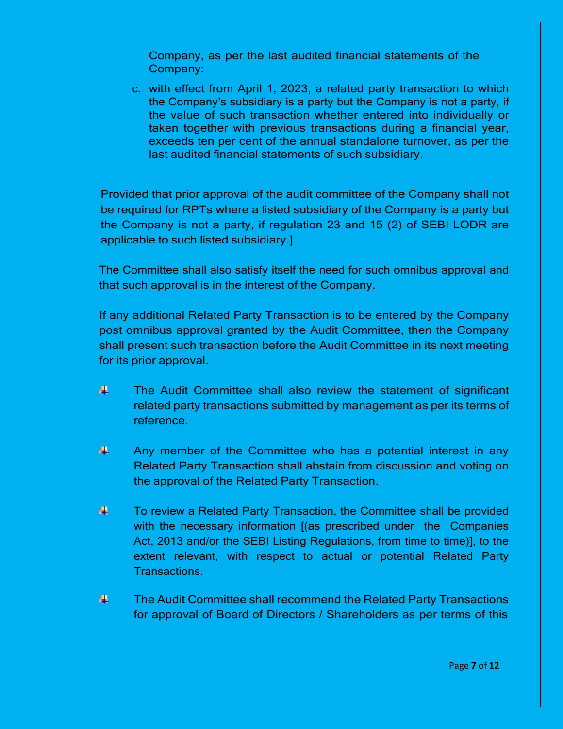Company, as per the last audited financial statements of the Company:

c. with effect from April 1, 2023, a related party transaction to which the Company's subsidiary is a party but the Company is not a party, if the value of such transaction whether entered into individually or taken together with previous transactions during a financial year, exceeds ten per cent of the annual standalone turnover, as per the last audited financial statements of such subsidiary.

Provided that prior approval of the audit committee of the Company shall not be required for RPTs where a listed subsidiary of the Company is a party but the Company is not a party, if regulation 23 and 15 (2) of SEBI LODR are applicable to such listed subsidiary.]

The Committee shall also satisfy itself the need for such omnibus approval and that such approval is in the interest of the Company.

If any additional Related Party Transaction is to be entered by the Company post omnibus approval granted by the Audit Committee, then the Company shall present such transaction before the Audit Committee in its next meeting for its prior approval.

- The Audit Committee shall also review the statement of significant related party transactions submitted by management as per its terms of reference.

- Any member of the Committee who has a potential interest in any Related Party Transaction shall abstain from discussion and voting on the approval of the Related Party Transaction.

- To review a Related Party Transaction, the Committee shall be provided with the necessary information [(as prescribed under the Companies Act, 2013 and/or the SEBI Listing Regulations, from time to time)], to the extent relevant, with respect to actual or potential Related Party Transactions.

- The Audit Committee shall recommend the Related Party Transactions for approval of Board of Directors / Shareholders as per terms of this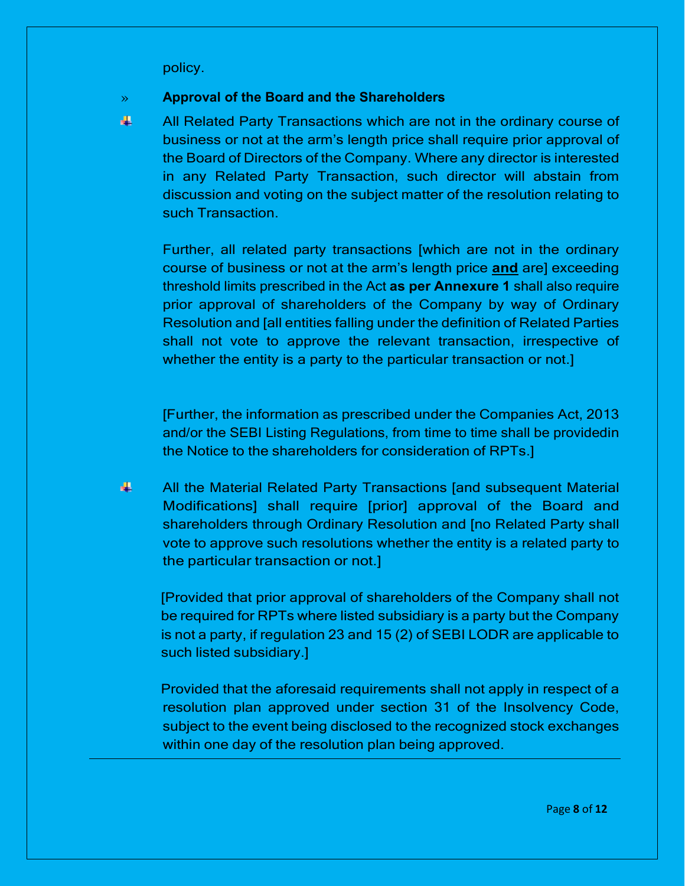policy.

» **Approval of the Board and the Shareholders**

- All Related Party Transactions which are not in the ordinary course of business or not at the arm's length price shall require prior approval of the Board of Directors of the Company. Where any director is interested in any Related Party Transaction, such director will abstain from discussion and voting on the subject matter of the resolution relating to such Transaction.

  Further, all related party transactions [which are not in the ordinary course of business or not at the arm's length price **and** are] exceeding threshold limits prescribed in the Act **as per Annexure 1** shall also require prior approval of shareholders of the Company by way of Ordinary Resolution and [all entities falling under the definition of Related Parties shall not vote to approve the relevant transaction, irrespective of whether the entity is a party to the particular transaction or not.]

  [Further, the information as prescribed under the Companies Act, 2013 and/or the SEBI Listing Regulations, from time to time shall be providedin the Notice to the shareholders for consideration of RPTs.]

- All the Material Related Party Transactions [and subsequent Material Modifications] shall require [prior] approval of the Board and shareholders through Ordinary Resolution and [no Related Party shall vote to approve such resolutions whether the entity is a related party to the particular transaction or not.]

  [Provided that prior approval of shareholders of the Company shall not be required for RPTs where listed subsidiary is a party but the Company is not a party, if regulation 23 and 15 (2) of SEBI LODR are applicable to such listed subsidiary.]

  Provided that the aforesaid requirements shall not apply in respect of a resolution plan approved under section 31 of the Insolvency Code, subject to the event being disclosed to the recognized stock exchanges within one day of the resolution plan being approved.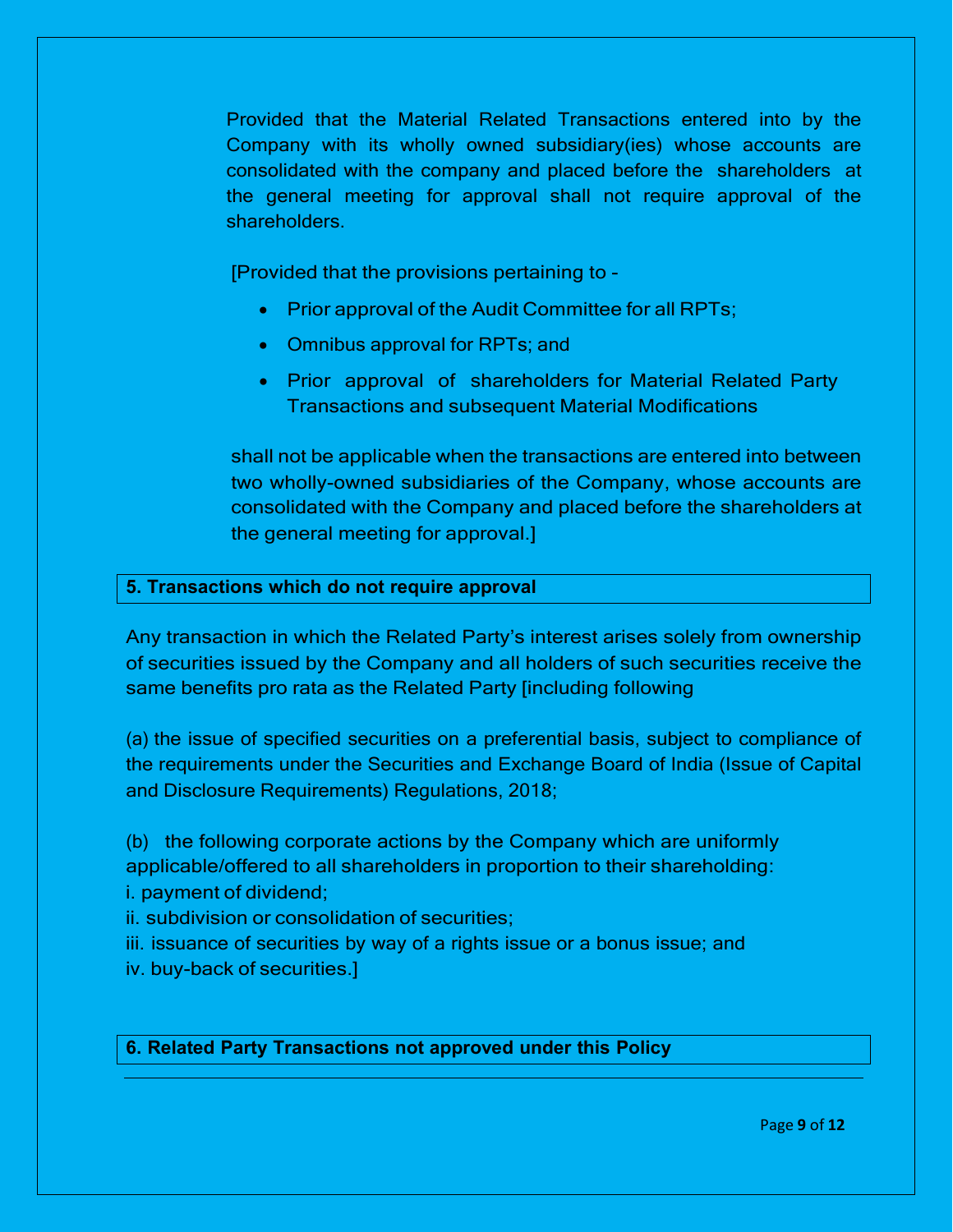Provided that the Material Related Transactions entered into by the Company with its wholly owned subsidiary(ies) whose accounts are consolidated with the company and placed before the shareholders at the general meeting for approval shall not require approval of the shareholders.

[Provided that the provisions pertaining to -

- Prior approval of the Audit Committee for all RPTs;
- Omnibus approval for RPTs; and
- Prior approval of shareholders for Material Related Party Transactions and subsequent Material Modifications

shall not be applicable when the transactions are entered into between two wholly-owned subsidiaries of the Company, whose accounts are consolidated with the Company and placed before the shareholders at the general meeting for approval.]

## 5. Transactions which do not require approval

Any transaction in which the Related Party's interest arises solely from ownership of securities issued by the Company and all holders of such securities receive the same benefits pro rata as the Related Party [including following

(a) the issue of specified securities on a preferential basis, subject to compliance of the requirements under the Securities and Exchange Board of India (Issue of Capital and Disclosure Requirements) Regulations, 2018;

(b) the following corporate actions by the Company which are uniformly applicable/offered to all shareholders in proportion to their shareholding:
i. payment of dividend;
ii. subdivision or consolidation of securities;
iii. issuance of securities by way of a rights issue or a bonus issue; and
iv. buy-back of securities.]

## 6. Related Party Transactions not approved under this Policy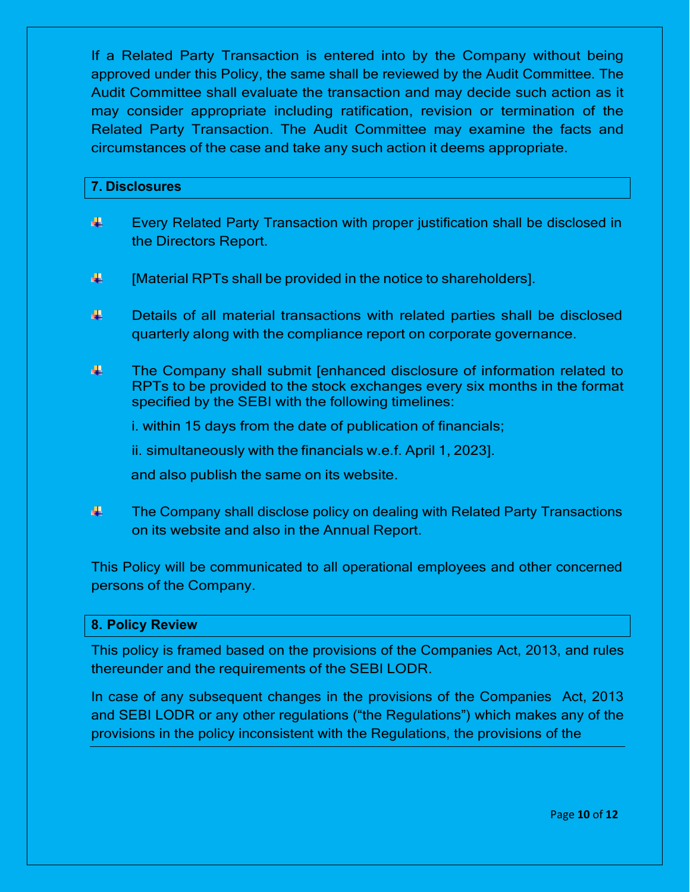If a Related Party Transaction is entered into by the Company without being approved under this Policy, the same shall be reviewed by the Audit Committee. The Audit Committee shall evaluate the transaction and may decide such action as it may consider appropriate including ratification, revision or termination of the Related Party Transaction. The Audit Committee may examine the facts and circumstances of the case and take any such action it deems appropriate.

## 7. Disclosures

- Every Related Party Transaction with proper justification shall be disclosed in the Directors Report.

- [Material RPTs shall be provided in the notice to shareholders].

- Details of all material transactions with related parties shall be disclosed quarterly along with the compliance report on corporate governance.

- The Company shall submit [enhanced disclosure of information related to RPTs to be provided to the stock exchanges every six months in the format specified by the SEBI with the following timelines:

  i. within 15 days from the date of publication of financials;

  ii. simultaneously with the financials w.e.f. April 1, 2023].

  and also publish the same on its website.

- The Company shall disclose policy on dealing with Related Party Transactions on its website and also in the Annual Report.

This Policy will be communicated to all operational employees and other concerned persons of the Company.

## 8. Policy Review

This policy is framed based on the provisions of the Companies Act, 2013, and rules thereunder and the requirements of the SEBI LODR.

In case of any subsequent changes in the provisions of the Companies Act, 2013 and SEBI LODR or any other regulations ("the Regulations") which makes any of the provisions in the policy inconsistent with the Regulations, the provisions of the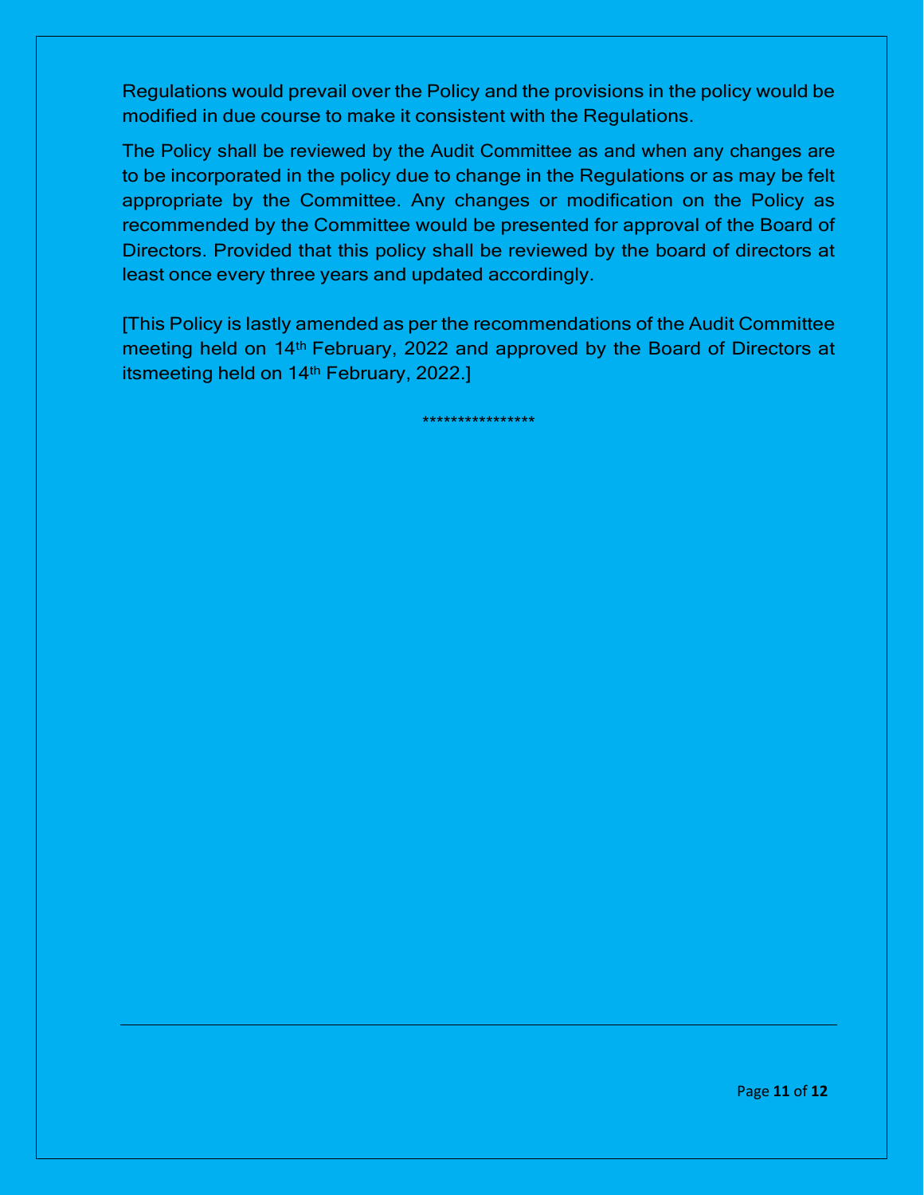Regulations would prevail over the Policy and the provisions in the policy would be modified in due course to make it consistent with the Regulations.

The Policy shall be reviewed by the Audit Committee as and when any changes are to be incorporated in the policy due to change in the Regulations or as may be felt appropriate by the Committee. Any changes or modification on the Policy as recommended by the Committee would be presented for approval of the Board of Directors. Provided that this policy shall be reviewed by the board of directors at least once every three years and updated accordingly.

[This Policy is lastly amended as per the recommendations of the Audit Committee meeting held on 14th February, 2022 and approved by the Board of Directors at itsmeeting held on 14th February, 2022.]

****************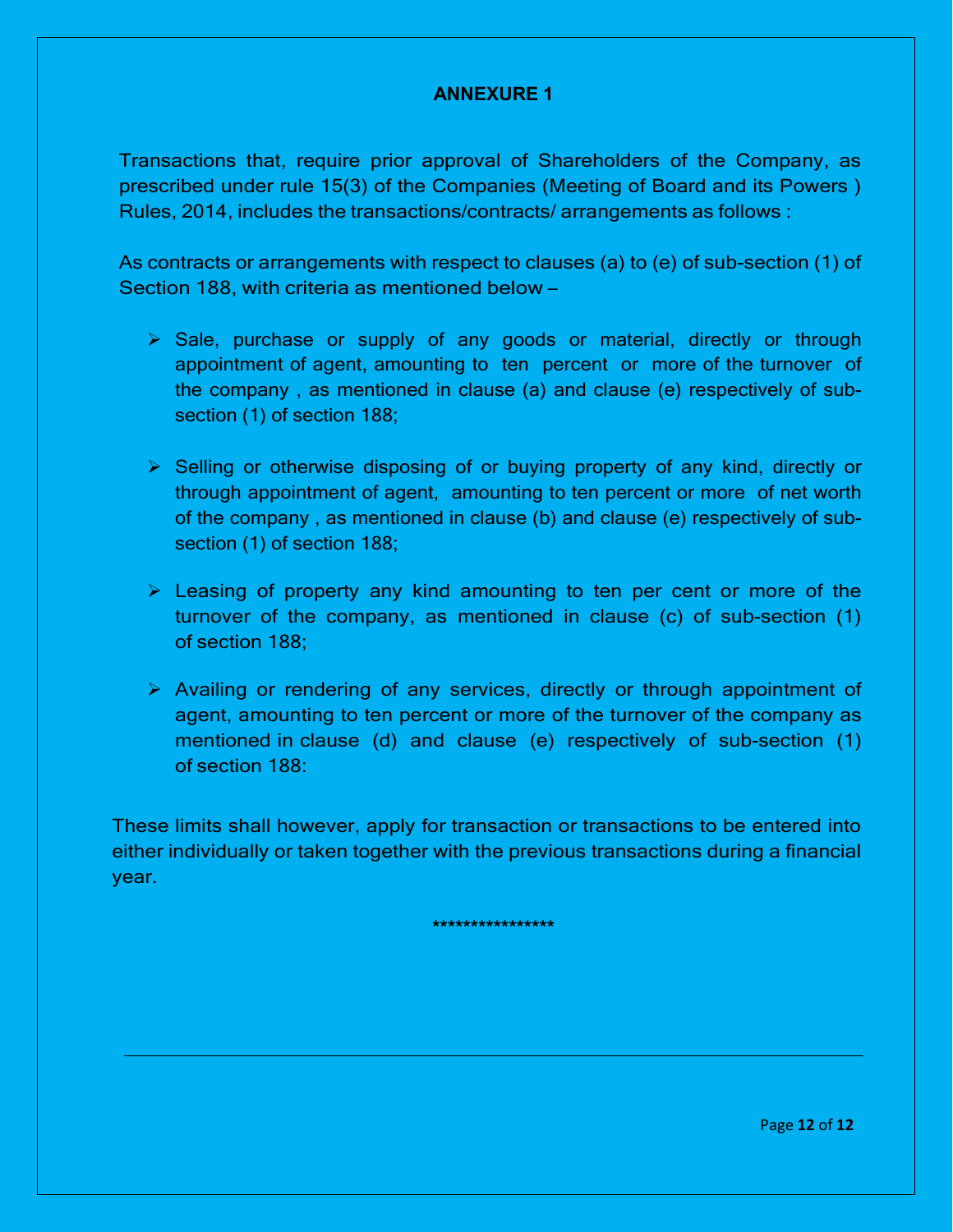**ANNEXURE 1**

Transactions that, require prior approval of Shareholders of the Company, as prescribed under rule 15(3) of the Companies (Meeting of Board and its Powers ) Rules, 2014, includes the transactions/contracts/ arrangements as follows :

As contracts or arrangements with respect to clauses (a) to (e) of sub-section (1) of Section 188, with criteria as mentioned below –

- Sale, purchase or supply of any goods or material, directly or through appointment of agent, amounting to ten percent or more of the turnover of the company , as mentioned in clause (a) and clause (e) respectively of sub-section (1) of section 188;

- Selling or otherwise disposing of or buying property of any kind, directly or through appointment of agent, amounting to ten percent or more of net worth of the company , as mentioned in clause (b) and clause (e) respectively of sub-section (1) of section 188;

- Leasing of property any kind amounting to ten per cent or more of the turnover of the company, as mentioned in clause (c) of sub-section (1) of section 188;

- Availing or rendering of any services, directly or through appointment of agent, amounting to ten percent or more of the turnover of the company as mentioned in clause (d) and clause (e) respectively of sub-section (1) of section 188:

These limits shall however, apply for transaction or transactions to be entered into either individually or taken together with the previous transactions during a financial year.

****************